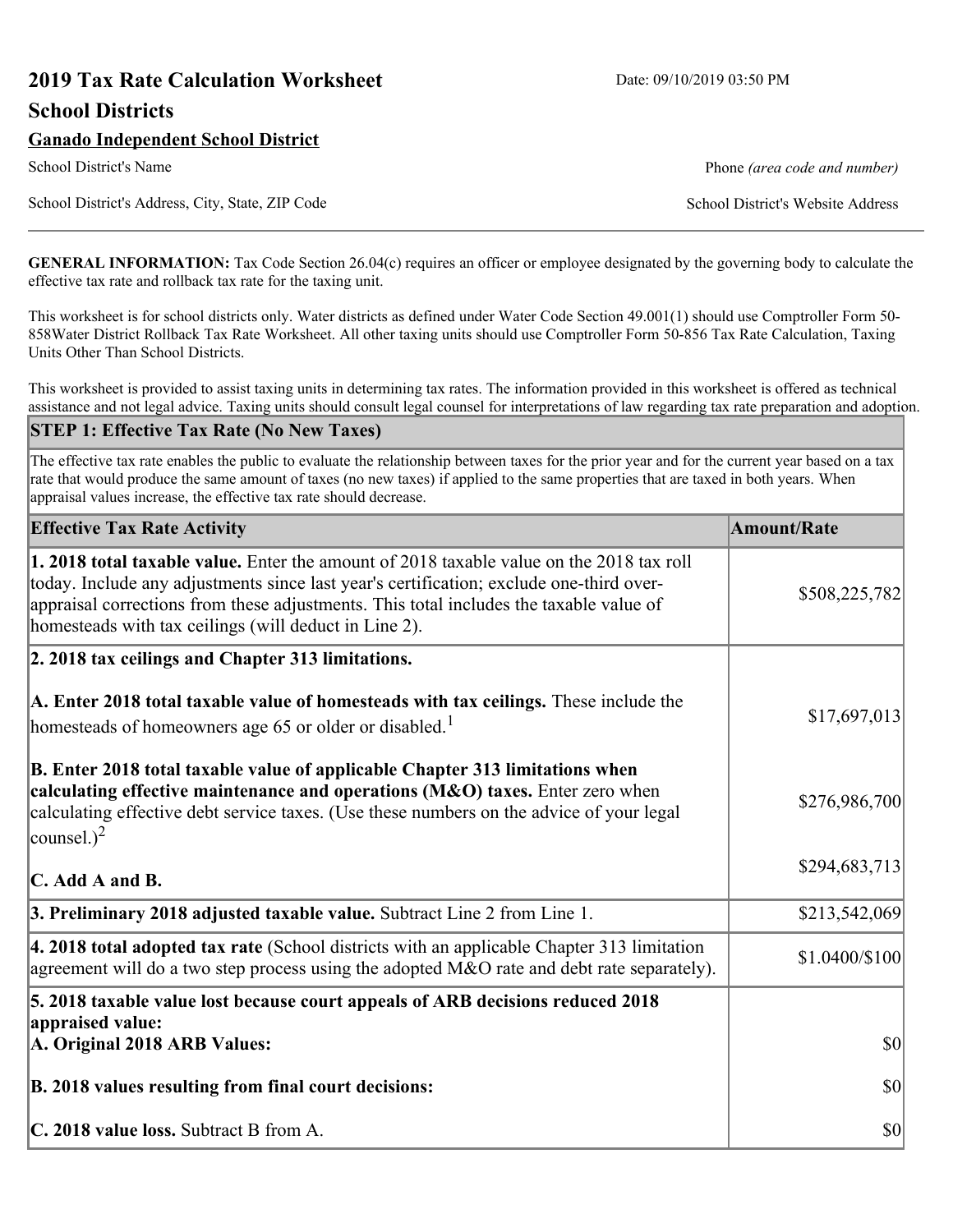# 2019 Tax Rate Calculation Worksheet

Date: 09/10/2019 03:50 PM

## School Districts

**Ganado Independent School District**

School District's Name

Phone *(area code and number)*

School District's Address, City, State, ZIP Code

School District's Website Address

**GENERAL INFORMATION:** Tax Code Section 26.04(c) requires an officer or employee designated by the governing body to calculate the effective tax rate and rollback tax rate for the taxing unit.

This worksheet is for school districts only. Water districts as defined under Water Code Section 49.001(1) should use Comptroller Form 50-858Water District Rollback Tax Rate Worksheet. All other taxing units should use Comptroller Form 50-856 Tax Rate Calculation, Taxing Units Other Than School Districts.

This worksheet is provided to assist taxing units in determining tax rates. The information provided in this worksheet is offered as technical assistance and not legal advice. Taxing units should consult legal counsel for interpretations of law regarding tax rate preparation and adoption.

### STEP 1: Effective Tax Rate (No New Taxes)

The effective tax rate enables the public to evaluate the relationship between taxes for the prior year and for the current year based on a tax rate that would produce the same amount of taxes (no new taxes) if applied to the same properties that are taxed in both years. When appraisal values increase, the effective tax rate should decrease.

| Effective Tax Rate Activity | Amount/Rate |
|---|---|
| **1. 2018 total taxable value.** Enter the amount of 2018 taxable value on the 2018 tax roll today. Include any adjustments since last year's certification; exclude one-third over-appraisal corrections from these adjustments. This total includes the taxable value of homesteads with tax ceilings (will deduct in Line 2). | $508,225,782 |
| **2. 2018 tax ceilings and Chapter 313 limitations.** | |
| **A. Enter 2018 total taxable value of homesteads with tax ceilings.** These include the homesteads of homeowners age 65 or older or disabled.[1] | $17,697,013 |
| **B. Enter 2018 total taxable value of applicable Chapter 313 limitations when calculating effective maintenance and operations (M&O) taxes.** Enter zero when calculating effective debt service taxes. (Use these numbers on the advice of your legal counsel.)[2] | $276,986,700 |
| **C. Add A and B.** | $294,683,713 |
| **3. Preliminary 2018 adjusted taxable value.** Subtract Line 2 from Line 1. | $213,542,069 |
| **4. 2018 total adopted tax rate** (School districts with an applicable Chapter 313 limitation agreement will do a two step process using the adopted M&O rate and debt rate separately). | $1.0400/$100 |
| **5. 2018 taxable value lost because court appeals of ARB decisions reduced 2018 appraised value:** | |
| **A. Original 2018 ARB Values:** | $0 |
| **B. 2018 values resulting from final court decisions:** | $0 |
| **C. 2018 value loss.** Subtract B from A. | $0 |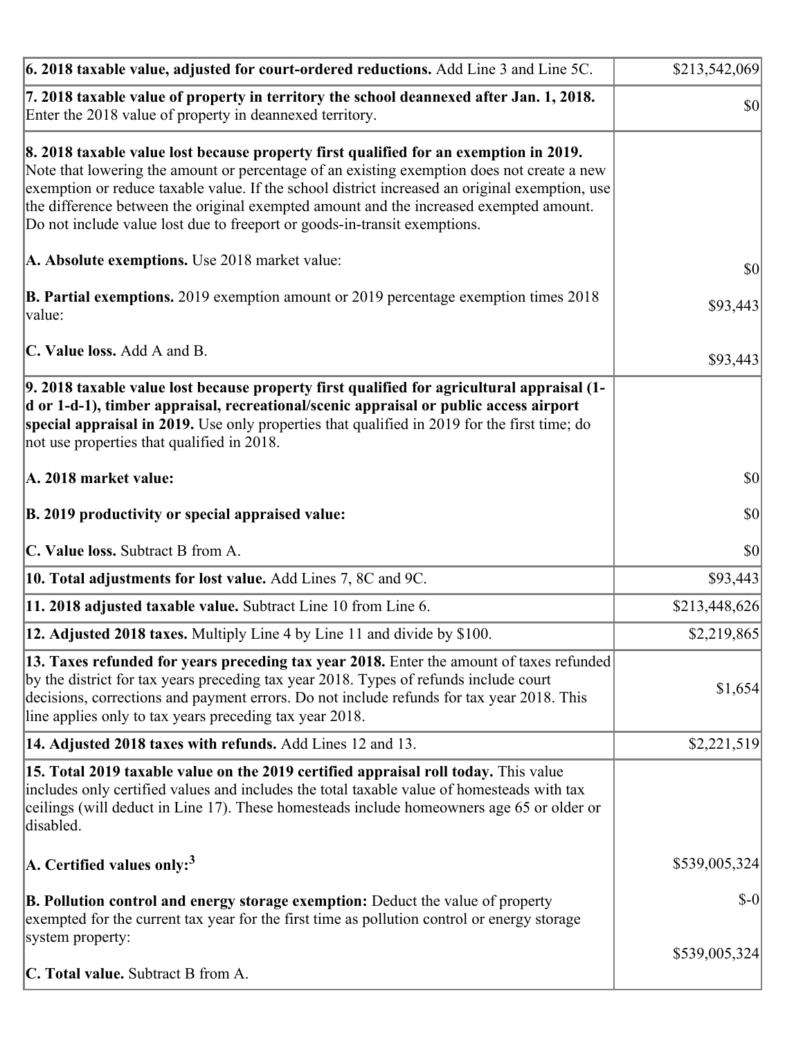| | |
|---|---|
| **6. 2018 taxable value, adjusted for court-ordered reductions.** Add Line 3 and Line 5C. | $213,542,069 |
| **7. 2018 taxable value of property in territory the school deannexed after Jan. 1, 2018.** Enter the 2018 value of property in deannexed territory. | $0 |
| **8. 2018 taxable value lost because property first qualified for an exemption in 2019.** Note that lowering the amount or percentage of an existing exemption does not create a new exemption or reduce taxable value. If the school district increased an original exemption, use the difference between the original exempted amount and the increased exempted amount. Do not include value lost due to freeport or goods-in-transit exemptions.<br><br>**A. Absolute exemptions.** Use 2018 market value:<br><br>**B. Partial exemptions.** 2019 exemption amount or 2019 percentage exemption times 2018 value:<br><br>**C. Value loss.** Add A and B. | <br><br><br><br><br>$0<br><br>$93,443<br><br>$93,443 |
| **9. 2018 taxable value lost because property first qualified for agricultural appraisal (1-d or 1-d-1), timber appraisal, recreational/scenic appraisal or public access airport special appraisal in 2019.** Use only properties that qualified in 2019 for the first time; do not use properties that qualified in 2018.<br><br>**A. 2018 market value:**<br><br>**B. 2019 productivity or special appraised value:**<br><br>**C. Value loss.** Subtract B from A. | <br><br><br><br>$0<br><br>$0<br><br>$0 |
| **10. Total adjustments for lost value.** Add Lines 7, 8C and 9C. | $93,443 |
| **11. 2018 adjusted taxable value.** Subtract Line 10 from Line 6. | $213,448,626 |
| **12. Adjusted 2018 taxes.** Multiply Line 4 by Line 11 and divide by $100. | $2,219,865 |
| **13. Taxes refunded for years preceding tax year 2018.** Enter the amount of taxes refunded by the district for tax years preceding tax year 2018. Types of refunds include court decisions, corrections and payment errors. Do not include refunds for tax year 2018. This line applies only to tax years preceding tax year 2018. | $1,654 |
| **14. Adjusted 2018 taxes with refunds.** Add Lines 12 and 13. | $2,221,519 |
| **15. Total 2019 taxable value on the 2019 certified appraisal roll today.** This value includes only certified values and includes the total taxable value of homesteads with tax ceilings (will deduct in Line 17). These homesteads include homeowners age 65 or older or disabled.<br><br>**A. Certified values only:**[3]<br><br>**B. Pollution control and energy storage exemption:** Deduct the value of property exempted for the current tax year for the first time as pollution control or energy storage system property:<br><br>**C. Total value.** Subtract B from A. | <br><br><br><br>$539,005,324<br><br>$-0<br><br>$539,005,324 |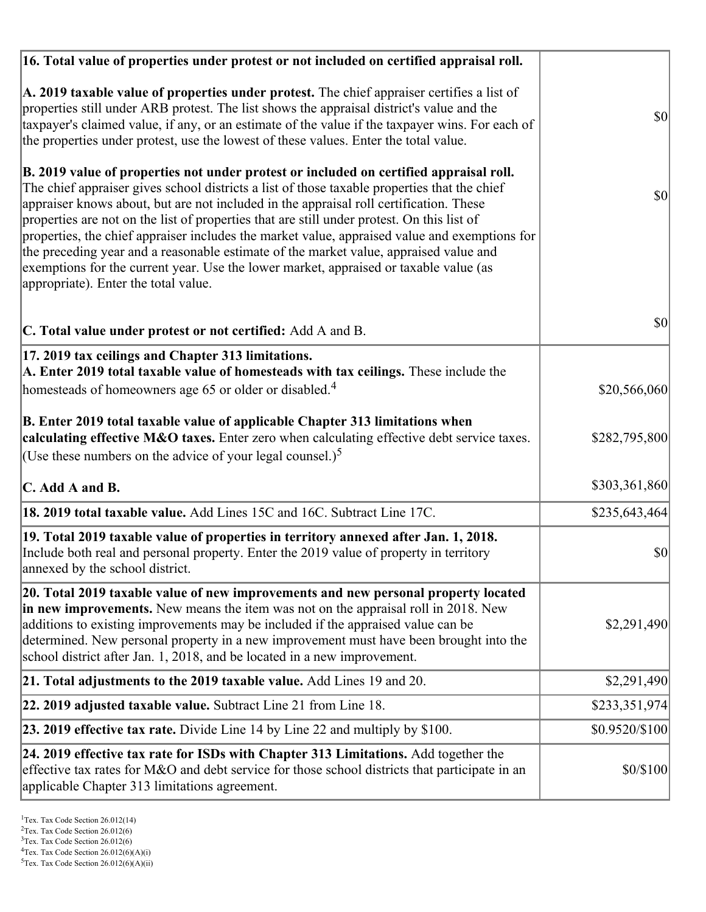| | |
|---|---|
| **16. Total value of properties under protest or not included on certified appraisal roll.** | |
| **A. 2019 taxable value of properties under protest.** The chief appraiser certifies a list of properties still under ARB protest. The list shows the appraisal district's value and the taxpayer's claimed value, if any, or an estimate of the value if the taxpayer wins. For each of the properties under protest, use the lowest of these values. Enter the total value. | $0 |
| **B. 2019 value of properties not under protest or included on certified appraisal roll.** The chief appraiser gives school districts a list of those taxable properties that the chief appraiser knows about, but are not included in the appraisal roll certification. These properties are not on the list of properties that are still under protest. On this list of properties, the chief appraiser includes the market value, appraised value and exemptions for the preceding year and a reasonable estimate of the market value, appraised value and exemptions for the current year. Use the lower market, appraised or taxable value (as appropriate). Enter the total value. | $0 |
| **C. Total value under protest or not certified:** Add A and B. | $0 |
| **17. 2019 tax ceilings and Chapter 313 limitations.** | |
| **A. Enter 2019 total taxable value of homesteads with tax ceilings.** These include the homesteads of homeowners age 65 or older or disabled.[4] | $20,566,060 |
| **B. Enter 2019 total taxable value of applicable Chapter 313 limitations when calculating effective M&O taxes.** Enter zero when calculating effective debt service taxes. (Use these numbers on the advice of your legal counsel.)[5] | $282,795,800 |
| **C. Add A and B.** | $303,361,860 |
| **18. 2019 total taxable value.** Add Lines 15C and 16C. Subtract Line 17C. | $235,643,464 |
| **19. Total 2019 taxable value of properties in territory annexed after Jan. 1, 2018.** Include both real and personal property. Enter the 2019 value of property in territory annexed by the school district. | $0 |
| **20. Total 2019 taxable value of new improvements and new personal property located in new improvements.** New means the item was not on the appraisal roll in 2018. New additions to existing improvements may be included if the appraised value can be determined. New personal property in a new improvement must have been brought into the school district after Jan. 1, 2018, and be located in a new improvement. | $2,291,490 |
| **21. Total adjustments to the 2019 taxable value.** Add Lines 19 and 20. | $2,291,490 |
| **22. 2019 adjusted taxable value.** Subtract Line 21 from Line 18. | $233,351,974 |
| **23. 2019 effective tax rate.** Divide Line 14 by Line 22 and multiply by $100. | $0.9520/$100 |
| **24. 2019 effective tax rate for ISDs with Chapter 313 Limitations.** Add together the effective tax rates for M&O and debt service for those school districts that participate in an applicable Chapter 313 limitations agreement. | $0/$100 |

[1] Tex. Tax Code Section 26.012(14)
[2] Tex. Tax Code Section 26.012(6)
[3] Tex. Tax Code Section 26.012(6)
[4] Tex. Tax Code Section 26.012(6)(A)(i)
[5] Tex. Tax Code Section 26.012(6)(A)(ii)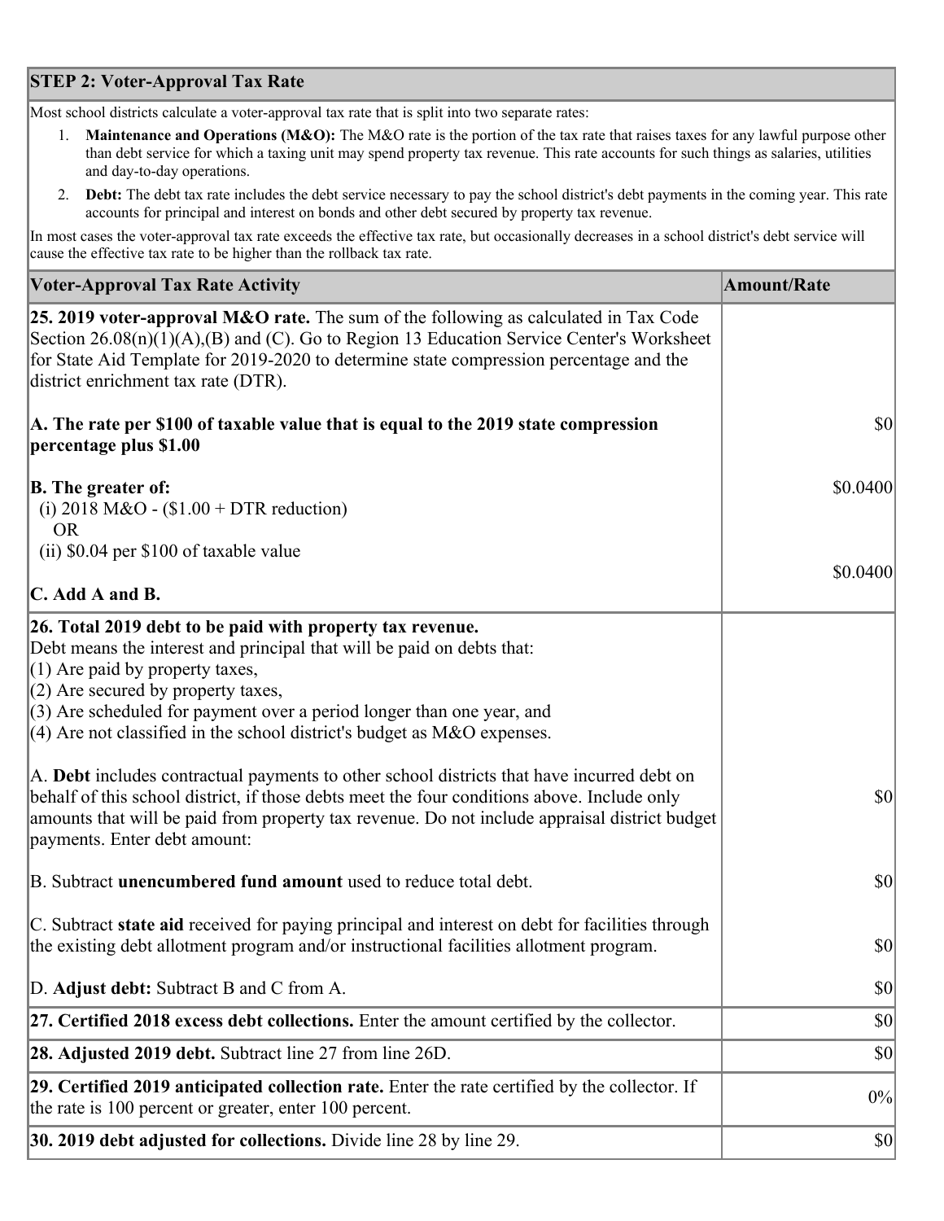## STEP 2: Voter-Approval Tax Rate

Most school districts calculate a voter-approval tax rate that is split into two separate rates:

1. **Maintenance and Operations (M&O):** The M&O rate is the portion of the tax rate that raises taxes for any lawful purpose other than debt service for which a taxing unit may spend property tax revenue. This rate accounts for such things as salaries, utilities and day-to-day operations.
2. **Debt:** The debt tax rate includes the debt service necessary to pay the school district's debt payments in the coming year. This rate accounts for principal and interest on bonds and other debt secured by property tax revenue.

In most cases the voter-approval tax rate exceeds the effective tax rate, but occasionally decreases in a school district's debt service will cause the effective tax rate to be higher than the rollback tax rate.

| Voter-Approval Tax Rate Activity | Amount/Rate |
|---|---|
| **25. 2019 voter-approval M&O rate.** The sum of the following as calculated in Tax Code Section 26.08(n)(1)(A),(B) and (C). Go to Region 13 Education Service Center's Worksheet for State Aid Template for 2019-2020 to determine state compression percentage and the district enrichment tax rate (DTR). | |
| **A. The rate per $100 of taxable value that is equal to the 2019 state compression percentage plus $1.00** | $0 |
| **B. The greater of:** (i) 2018 M&O - ($1.00 + DTR reduction) OR (ii) $0.04 per $100 of taxable value | $0.0400 |
| **C. Add A and B.** | $0.0400 |
| **26. Total 2019 debt to be paid with property tax revenue.** Debt means the interest and principal that will be paid on debts that: (1) Are paid by property taxes, (2) Are secured by property taxes, (3) Are scheduled for payment over a period longer than one year, and (4) Are not classified in the school district's budget as M&O expenses. | |
| A. **Debt** includes contractual payments to other school districts that have incurred debt on behalf of this school district, if those debts meet the four conditions above. Include only amounts that will be paid from property tax revenue. Do not include appraisal district budget payments. Enter debt amount: | $0 |
| B. Subtract **unencumbered fund amount** used to reduce total debt. | $0 |
| C. Subtract **state aid** received for paying principal and interest on debt for facilities through the existing debt allotment program and/or instructional facilities allotment program. | $0 |
| D. **Adjust debt:** Subtract B and C from A. | $0 |
| **27. Certified 2018 excess debt collections.** Enter the amount certified by the collector. | $0 |
| **28. Adjusted 2019 debt.** Subtract line 27 from line 26D. | $0 |
| **29. Certified 2019 anticipated collection rate.** Enter the rate certified by the collector. If the rate is 100 percent or greater, enter 100 percent. | 0% |
| **30. 2019 debt adjusted for collections.** Divide line 28 by line 29. | $0 |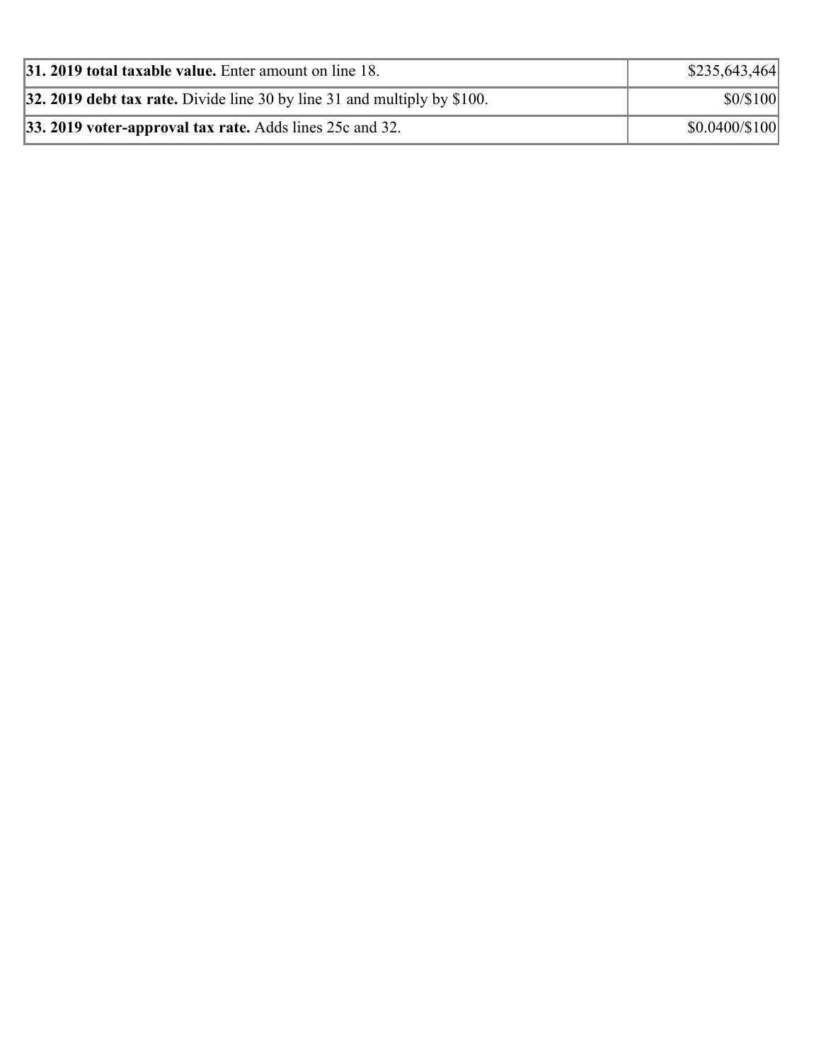| | |
|---|---|
| **31. 2019 total taxable value.** Enter amount on line 18. | $235,643,464 |
| **32. 2019 debt tax rate.** Divide line 30 by line 31 and multiply by $100. | $0/$100 |
| **33. 2019 voter-approval tax rate.** Adds lines 25c and 32. | $0.0400/$100 |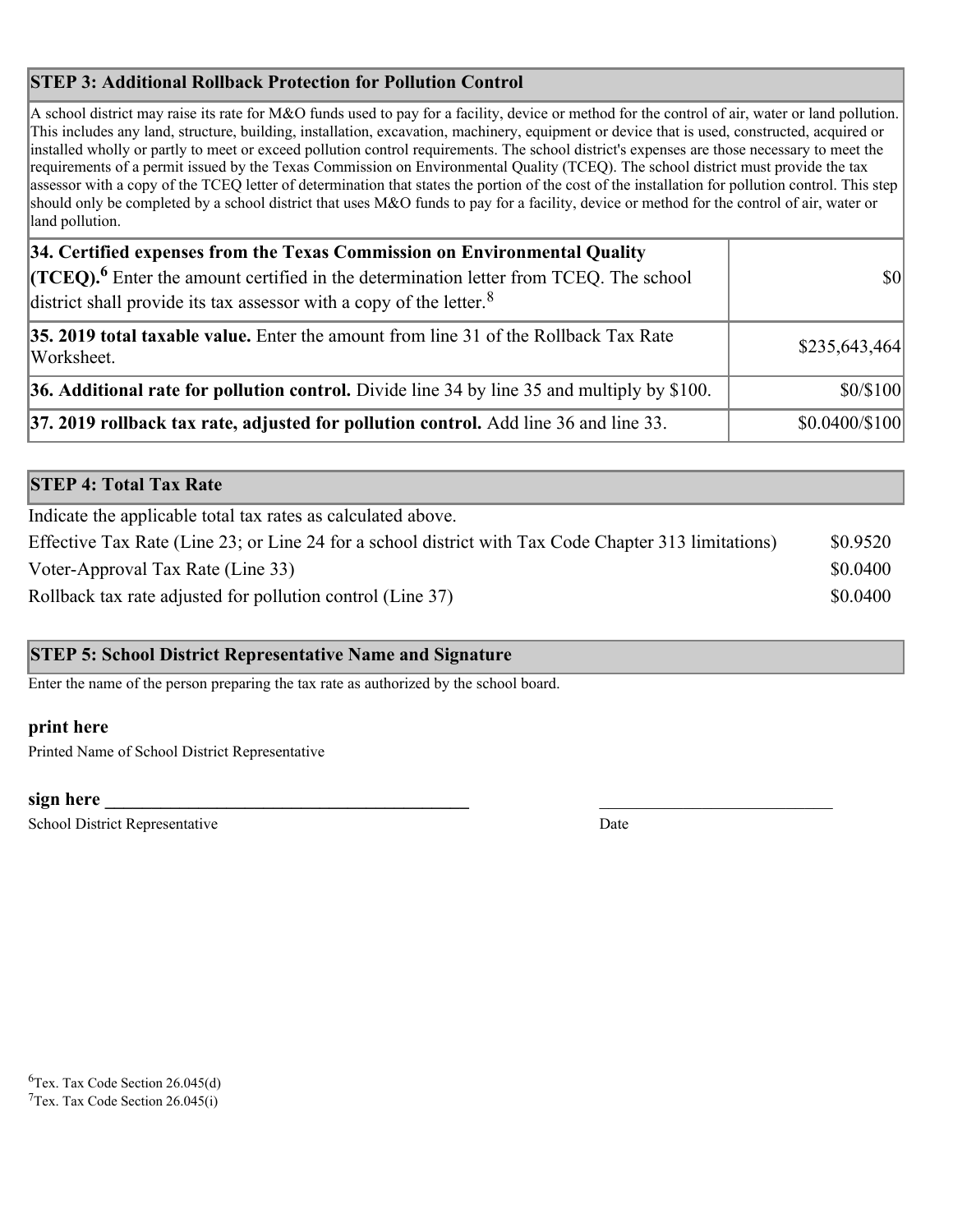## STEP 3: Additional Rollback Protection for Pollution Control

A school district may raise its rate for M&O funds used to pay for a facility, device or method for the control of air, water or land pollution. This includes any land, structure, building, installation, excavation, machinery, equipment or device that is used, constructed, acquired or installed wholly or partly to meet or exceed pollution control requirements. The school district's expenses are those necessary to meet the requirements of a permit issued by the Texas Commission on Environmental Quality (TCEQ). The school district must provide the tax assessor with a copy of the TCEQ letter of determination that states the portion of the cost of the installation for pollution control. This step should only be completed by a school district that uses M&O funds to pay for a facility, device or method for the control of air, water or land pollution.

| | |
|---|---|
| **34. Certified expenses from the Texas Commission on Environmental Quality (TCEQ).**[6] Enter the amount certified in the determination letter from TCEQ. The school district shall provide its tax assessor with a copy of the letter.[8] | $0 |
| **35. 2019 total taxable value.** Enter the amount from line 31 of the Rollback Tax Rate Worksheet. | $235,643,464 |
| **36. Additional rate for pollution control.** Divide line 34 by line 35 and multiply by $100. | $0/$100 |
| **37. 2019 rollback tax rate, adjusted for pollution control.** Add line 36 and line 33. | $0.0400/$100 |

## STEP 4: Total Tax Rate

Indicate the applicable total tax rates as calculated above.

| | |
|---|---|
| Effective Tax Rate (Line 23; or Line 24 for a school district with Tax Code Chapter 313 limitations) | $0.9520 |
| Voter-Approval Tax Rate (Line 33) | $0.0400 |
| Rollback tax rate adjusted for pollution control (Line 37) | $0.0400 |

## STEP 5: School District Representative Name and Signature

Enter the name of the person preparing the tax rate as authorized by the school board.

**print here**

Printed Name of School District Representative

**sign here** ________________________________________ ____________________________

School District Representative Date

[6]Tex. Tax Code Section 26.045(d)
[7]Tex. Tax Code Section 26.045(i)